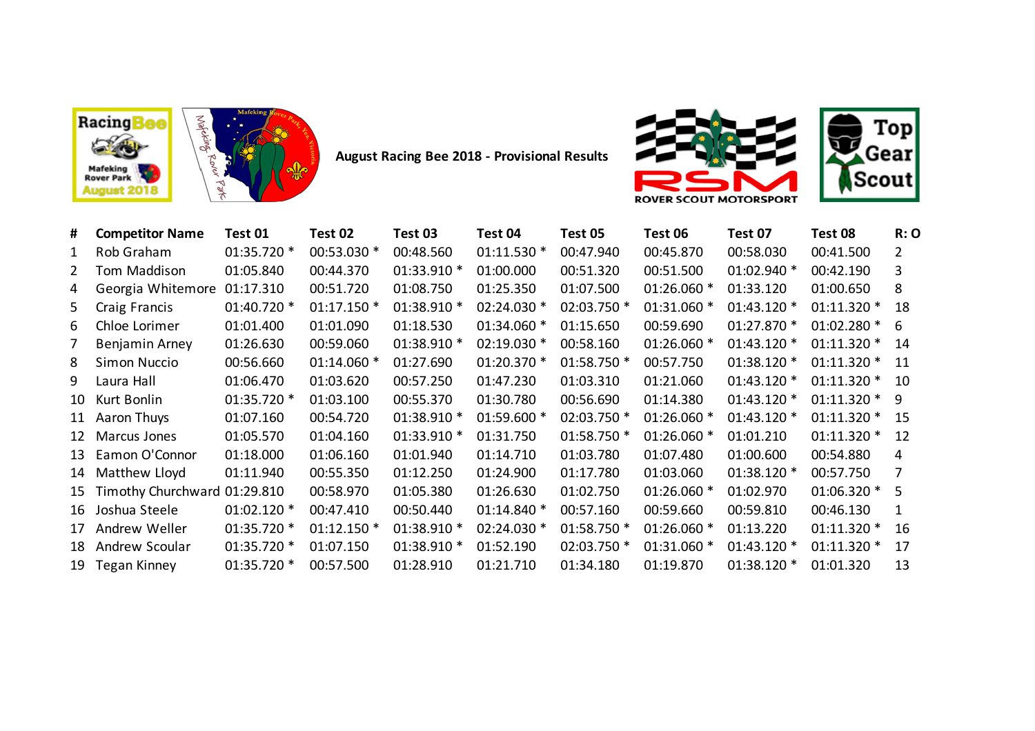## August Racing Bee 2018 - Provisional Results

| # | Competitor Name | Test 01 | Test 02 | Test 03 | Test 04 | Test 05 | Test 06 | Test 07 | Test 08 | R: O |
|---|---|---|---|---|---|---|---|---|---|---|
| 1 | Rob Graham | 01:35.720 * | 00:53.030 * | 00:48.560 | 01:11.530 * | 00:47.940 | 00:45.870 | 00:58.030 | 00:41.500 | 2 |
| 2 | Tom Maddison | 01:05.840 | 00:44.370 | 01:33.910 * | 01:00.000 | 00:51.320 | 00:51.500 | 01:02.940 * | 00:42.190 | 3 |
| 4 | Georgia Whitemore | 01:17.310 | 00:51.720 | 01:08.750 | 01:25.350 | 01:07.500 | 01:26.060 * | 01:33.120 | 01:00.650 | 8 |
| 5 | Craig Francis | 01:40.720 * | 01:17.150 * | 01:38.910 * | 02:24.030 * | 02:03.750 * | 01:31.060 * | 01:43.120 * | 01:11.320 * | 18 |
| 6 | Chloe Lorimer | 01:01.400 | 01:01.090 | 01:18.530 | 01:34.060 * | 01:15.650 | 00:59.690 | 01:27.870 * | 01:02.280 * | 6 |
| 7 | Benjamin Arney | 01:26.630 | 00:59.060 | 01:38.910 * | 02:19.030 * | 00:58.160 | 01:26.060 * | 01:43.120 * | 01:11.320 * | 14 |
| 8 | Simon Nuccio | 00:56.660 | 01:14.060 * | 01:27.690 | 01:20.370 * | 01:58.750 * | 00:57.750 | 01:38.120 * | 01:11.320 * | 11 |
| 9 | Laura Hall | 01:06.470 | 01:03.620 | 00:57.250 | 01:47.230 | 01:03.310 | 01:21.060 | 01:43.120 * | 01:11.320 * | 10 |
| 10 | Kurt Bonlin | 01:35.720 * | 01:03.100 | 00:55.370 | 01:30.780 | 00:56.690 | 01:14.380 | 01:43.120 * | 01:11.320 * | 9 |
| 11 | Aaron Thuys | 01:07.160 | 00:54.720 | 01:38.910 * | 01:59.600 * | 02:03.750 * | 01:26.060 * | 01:43.120 * | 01:11.320 * | 15 |
| 12 | Marcus Jones | 01:05.570 | 01:04.160 | 01:33.910 * | 01:31.750 | 01:58.750 * | 01:26.060 * | 01:01.210 | 01:11.320 * | 12 |
| 13 | Eamon O'Connor | 01:18.000 | 01:06.160 | 01:01.940 | 01:14.710 | 01:03.780 | 01:07.480 | 01:00.600 | 00:54.880 | 4 |
| 14 | Matthew Lloyd | 01:11.940 | 00:55.350 | 01:12.250 | 01:24.900 | 01:17.780 | 01:03.060 | 01:38.120 * | 00:57.750 | 7 |
| 15 | Timothy Churchward | 01:29.810 | 00:58.970 | 01:05.380 | 01:26.630 | 01:02.750 | 01:26.060 * | 01:02.970 | 01:06.320 * | 5 |
| 16 | Joshua Steele | 01:02.120 * | 00:47.410 | 00:50.440 | 01:14.840 * | 00:57.160 | 00:59.660 | 00:59.810 | 00:46.130 | 1 |
| 17 | Andrew Weller | 01:35.720 * | 01:12.150 * | 01:38.910 * | 02:24.030 * | 01:58.750 * | 01:26.060 * | 01:13.220 | 01:11.320 * | 16 |
| 18 | Andrew Scoular | 01:35.720 * | 01:07.150 | 01:38.910 * | 01:52.190 | 02:03.750 * | 01:31.060 * | 01:43.120 * | 01:11.320 * | 17 |
| 19 | Tegan Kinney | 01:35.720 * | 00:57.500 | 01:28.910 | 01:21.710 | 01:34.180 | 01:19.870 | 01:38.120 * | 01:01.320 | 13 |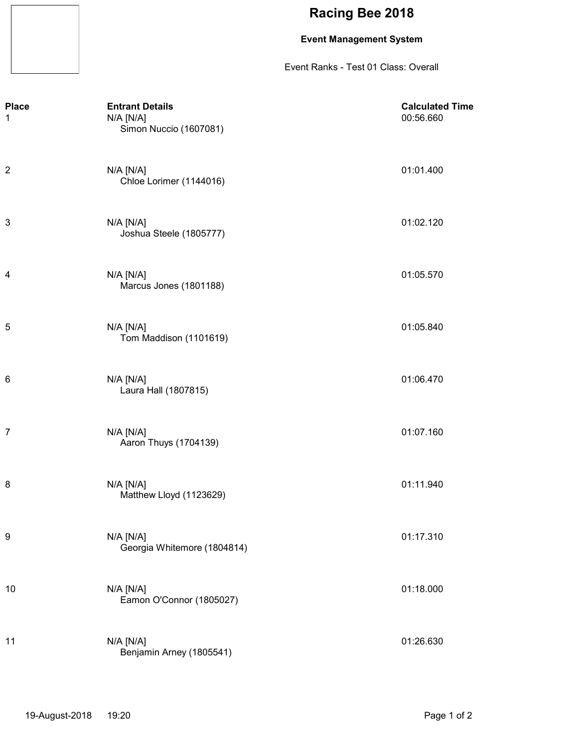# Racing Bee 2018

**Event Management System**

Event Ranks - Test 01 Class: Overall

| Place | Entrant Details | Calculated Time |
|---|---|---|
| 1 | N/A [N/A] Simon Nuccio (1607081) | 00:56.660 |
| 2 | N/A [N/A] Chloe Lorimer (1144016) | 01:01.400 |
| 3 | N/A [N/A] Joshua Steele (1805777) | 01:02.120 |
| 4 | N/A [N/A] Marcus Jones (1801188) | 01:05.570 |
| 5 | N/A [N/A] Tom Maddison (1101619) | 01:05.840 |
| 6 | N/A [N/A] Laura Hall (1807815) | 01:06.470 |
| 7 | N/A [N/A] Aaron Thuys (1704139) | 01:07.160 |
| 8 | N/A [N/A] Matthew Lloyd (1123629) | 01:11.940 |
| 9 | N/A [N/A] Georgia Whitemore (1804814) | 01:17.310 |
| 10 | N/A [N/A] Eamon O'Connor (1805027) | 01:18.000 |
| 11 | N/A [N/A] Benjamin Arney (1805541) | 01:26.630 |

19-August-2018 19:20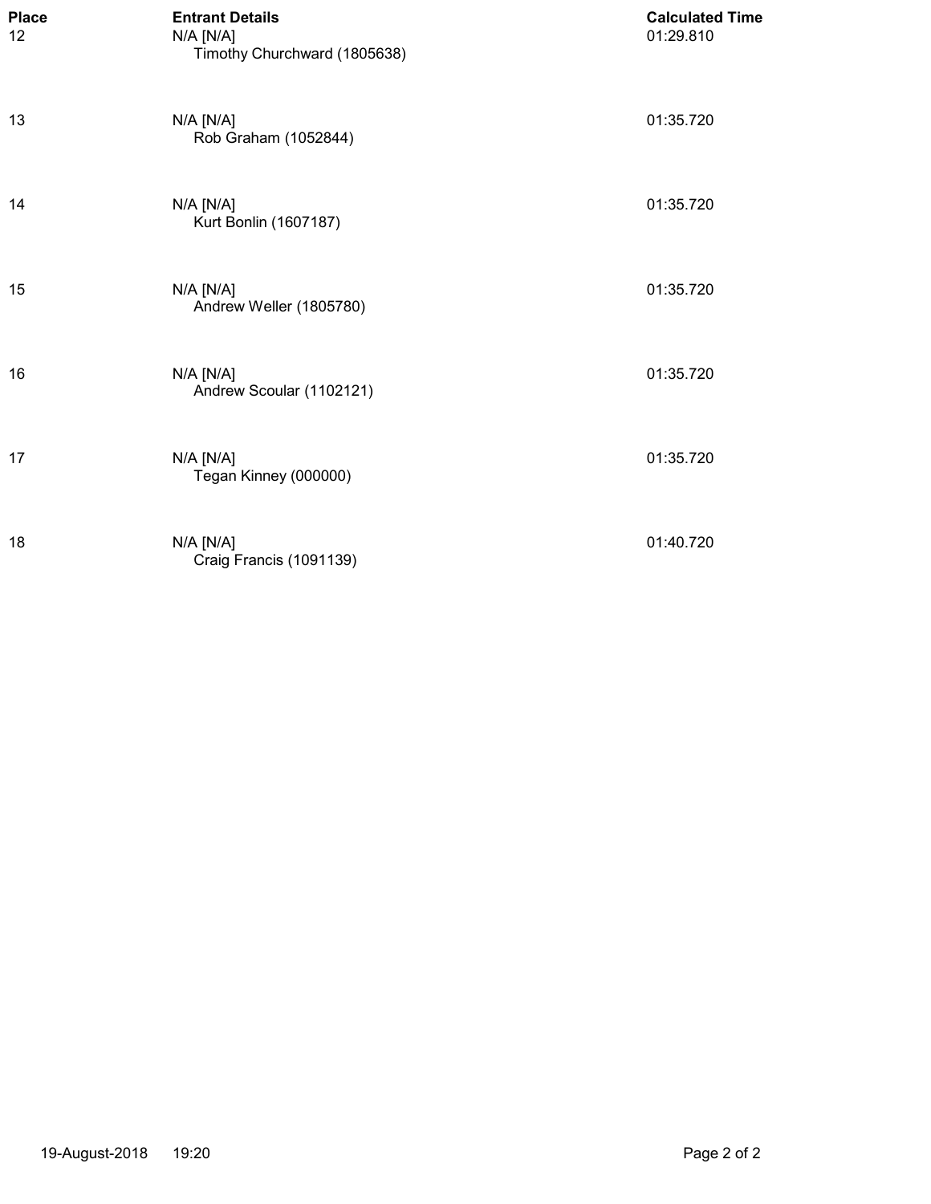| Place | Entrant Details | Calculated Time |
| --- | --- | --- |
| 12 | N/A [N/A]<br>Timothy Churchward (1805638) | 01:29.810 |
| 13 | N/A [N/A]<br>Rob Graham (1052844) | 01:35.720 |
| 14 | N/A [N/A]<br>Kurt Bonlin (1607187) | 01:35.720 |
| 15 | N/A [N/A]<br>Andrew Weller (1805780) | 01:35.720 |
| 16 | N/A [N/A]<br>Andrew Scoular (1102121) | 01:35.720 |
| 17 | N/A [N/A]<br>Tegan Kinney (000000) | 01:35.720 |
| 18 | N/A [N/A]<br>Craig Francis (1091139) | 01:40.720 |

19-August-2018 19:20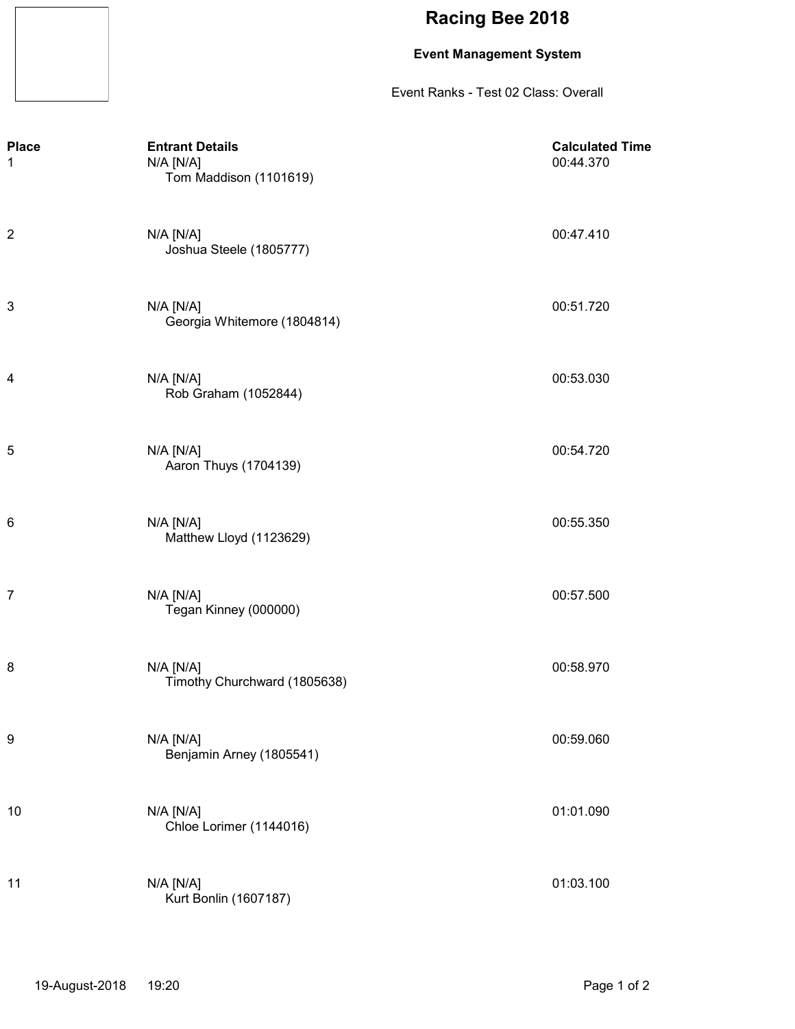# Racing Bee 2018

**Event Management System**

Event Ranks - Test 02 Class: Overall

| Place | Entrant Details | Calculated Time |
|---|---|---|
| 1 | N/A [N/A] Tom Maddison (1101619) | 00:44.370 |
| 2 | N/A [N/A] Joshua Steele (1805777) | 00:47.410 |
| 3 | N/A [N/A] Georgia Whitemore (1804814) | 00:51.720 |
| 4 | N/A [N/A] Rob Graham (1052844) | 00:53.030 |
| 5 | N/A [N/A] Aaron Thuys (1704139) | 00:54.720 |
| 6 | N/A [N/A] Matthew Lloyd (1123629) | 00:55.350 |
| 7 | N/A [N/A] Tegan Kinney (000000) | 00:57.500 |
| 8 | N/A [N/A] Timothy Churchward (1805638) | 00:58.970 |
| 9 | N/A [N/A] Benjamin Arney (1805541) | 00:59.060 |
| 10 | N/A [N/A] Chloe Lorimer (1144016) | 01:01.090 |
| 11 | N/A [N/A] Kurt Bonlin (1607187) | 01:03.100 |

19-August-2018 19:20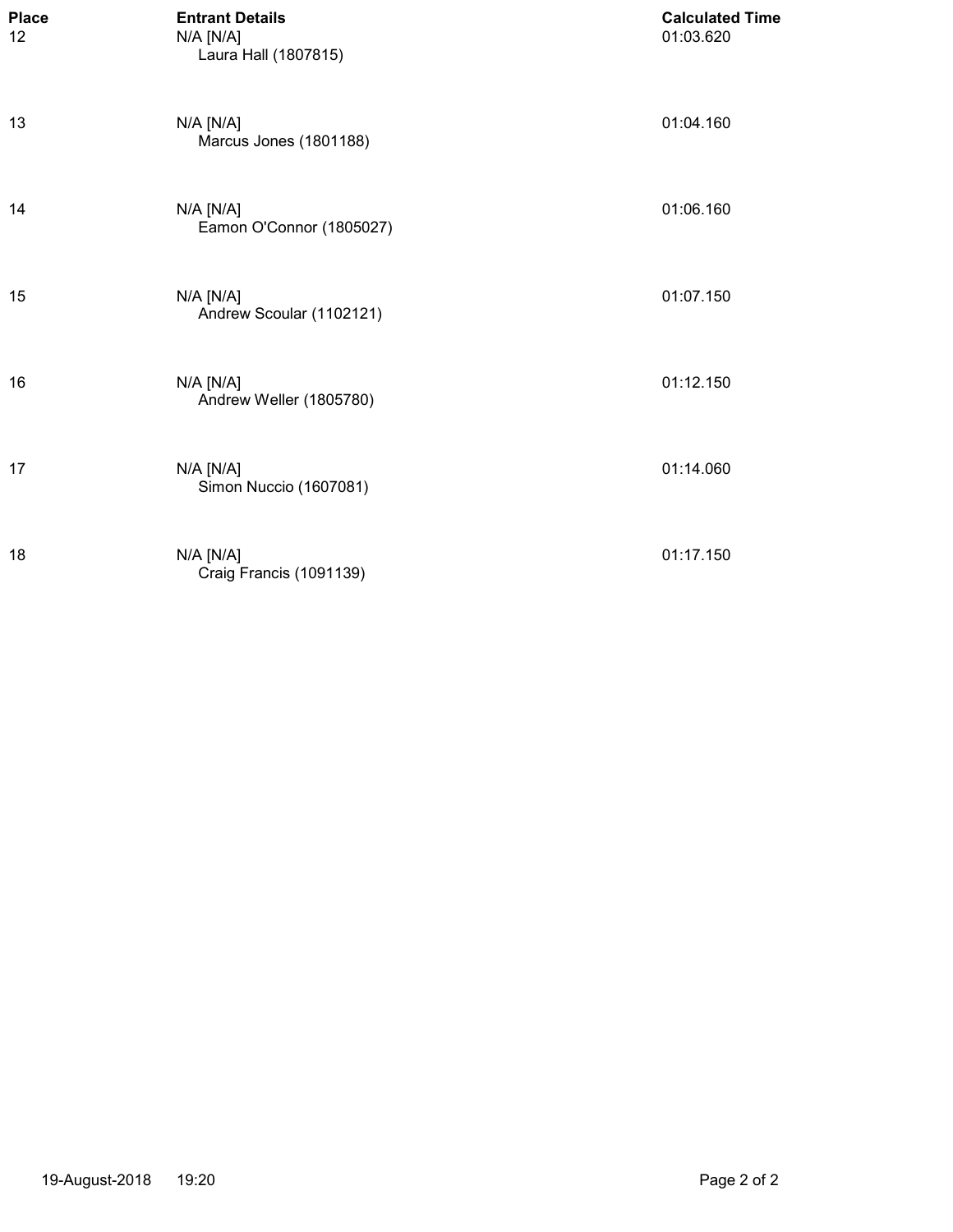| Place | Entrant Details | Calculated Time |
|---|---|---|
| 12 | N/A [N/A]<br>Laura Hall (1807815) | 01:03.620 |
| 13 | N/A [N/A]<br>Marcus Jones (1801188) | 01:04.160 |
| 14 | N/A [N/A]<br>Eamon O'Connor (1805027) | 01:06.160 |
| 15 | N/A [N/A]<br>Andrew Scoular (1102121) | 01:07.150 |
| 16 | N/A [N/A]<br>Andrew Weller (1805780) | 01:12.150 |
| 17 | N/A [N/A]<br>Simon Nuccio (1607081) | 01:14.060 |
| 18 | N/A [N/A]<br>Craig Francis (1091139) | 01:17.150 |

19-August-2018 19:20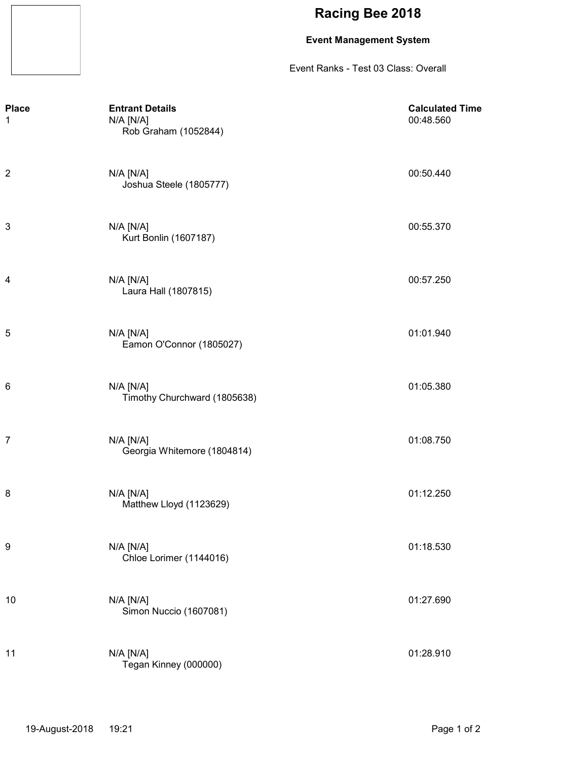# Racing Bee 2018

**Event Management System**

Event Ranks - Test 03 Class: Overall

| Place | Entrant Details | Calculated Time |
|---|---|---|
| 1 | N/A [N/A] Rob Graham (1052844) | 00:48.560 |
| 2 | N/A [N/A] Joshua Steele (1805777) | 00:50.440 |
| 3 | N/A [N/A] Kurt Bonlin (1607187) | 00:55.370 |
| 4 | N/A [N/A] Laura Hall (1807815) | 00:57.250 |
| 5 | N/A [N/A] Eamon O'Connor (1805027) | 01:01.940 |
| 6 | N/A [N/A] Timothy Churchward (1805638) | 01:05.380 |
| 7 | N/A [N/A] Georgia Whitemore (1804814) | 01:08.750 |
| 8 | N/A [N/A] Matthew Lloyd (1123629) | 01:12.250 |
| 9 | N/A [N/A] Chloe Lorimer (1144016) | 01:18.530 |
| 10 | N/A [N/A] Simon Nuccio (1607081) | 01:27.690 |
| 11 | N/A [N/A] Tegan Kinney (000000) | 01:28.910 |

19-August-2018 19:21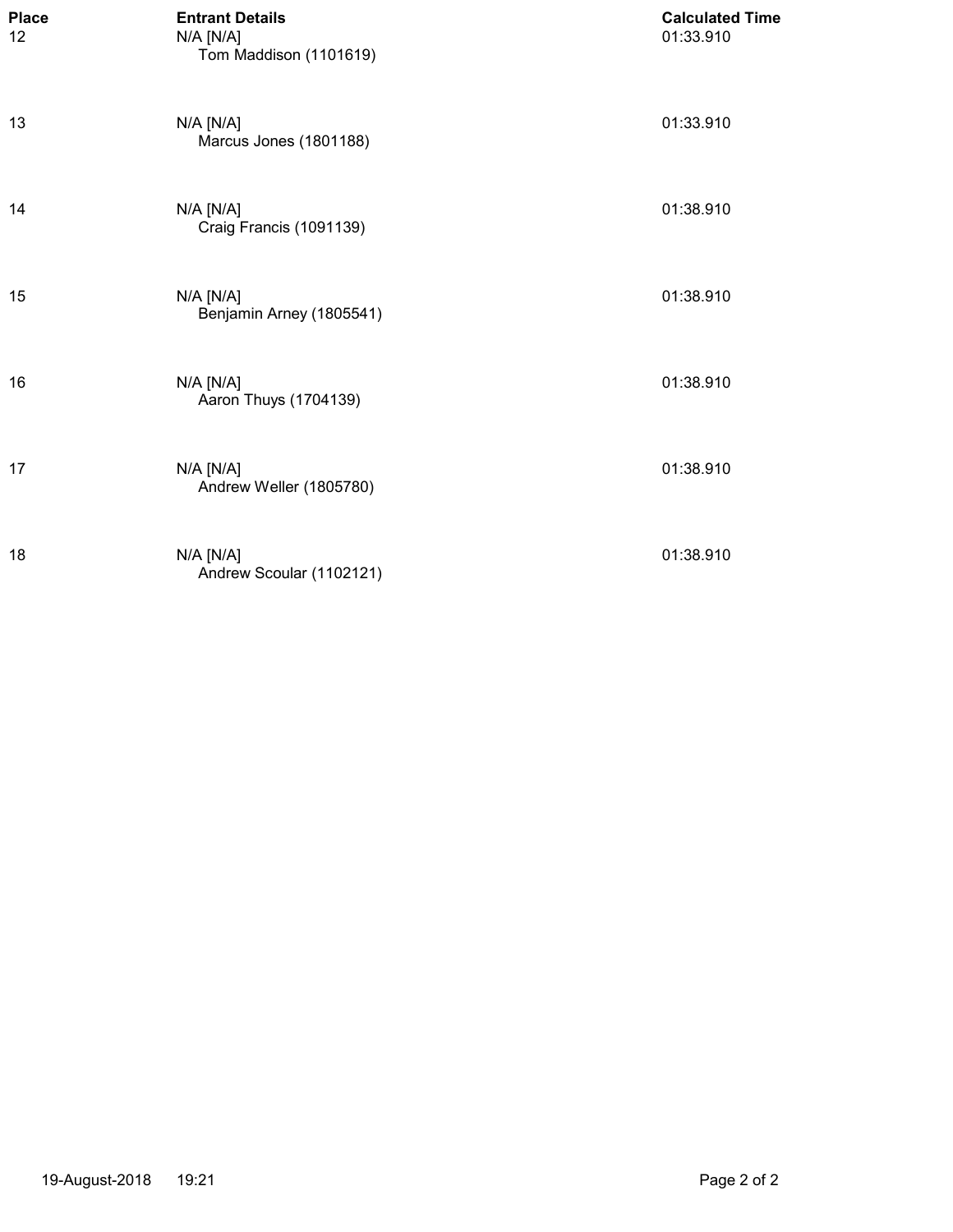| Place | Entrant Details | Calculated Time |
|---|---|---|
| 12 | N/A [N/A] Tom Maddison (1101619) | 01:33.910 |
| 13 | N/A [N/A] Marcus Jones (1801188) | 01:33.910 |
| 14 | N/A [N/A] Craig Francis (1091139) | 01:38.910 |
| 15 | N/A [N/A] Benjamin Arney (1805541) | 01:38.910 |
| 16 | N/A [N/A] Aaron Thuys (1704139) | 01:38.910 |
| 17 | N/A [N/A] Andrew Weller (1805780) | 01:38.910 |
| 18 | N/A [N/A] Andrew Scoular (1102121) | 01:38.910 |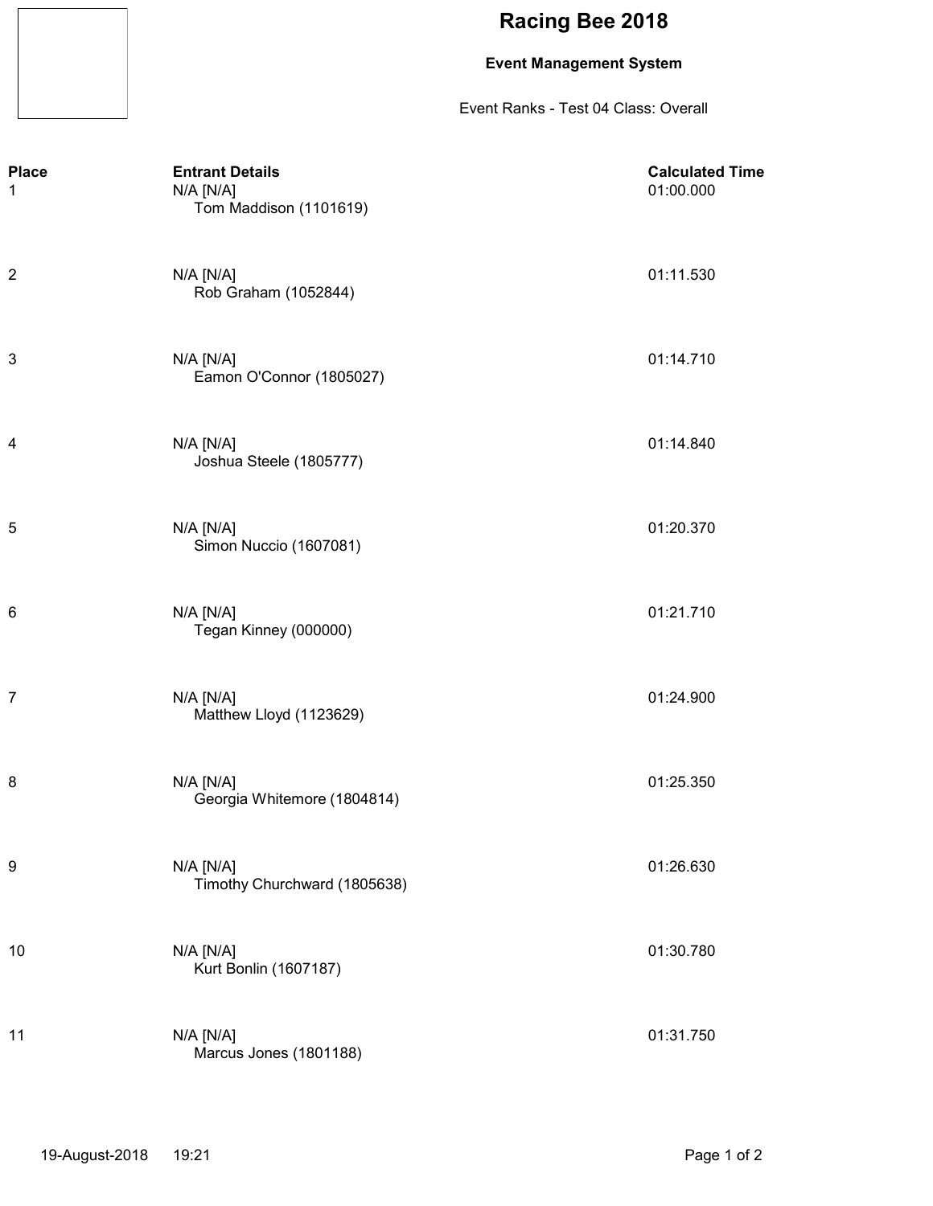# Racing Bee 2018

**Event Management System**

Event Ranks - Test 04 Class: Overall

| Place | Entrant Details | Calculated Time |
|---|---|---|
| 1 | N/A [N/A] Tom Maddison (1101619) | 01:00.000 |
| 2 | N/A [N/A] Rob Graham (1052844) | 01:11.530 |
| 3 | N/A [N/A] Eamon O'Connor (1805027) | 01:14.710 |
| 4 | N/A [N/A] Joshua Steele (1805777) | 01:14.840 |
| 5 | N/A [N/A] Simon Nuccio (1607081) | 01:20.370 |
| 6 | N/A [N/A] Tegan Kinney (000000) | 01:21.710 |
| 7 | N/A [N/A] Matthew Lloyd (1123629) | 01:24.900 |
| 8 | N/A [N/A] Georgia Whitemore (1804814) | 01:25.350 |
| 9 | N/A [N/A] Timothy Churchward (1805638) | 01:26.630 |
| 10 | N/A [N/A] Kurt Bonlin (1607187) | 01:30.780 |
| 11 | N/A [N/A] Marcus Jones (1801188) | 01:31.750 |

19-August-2018 19:21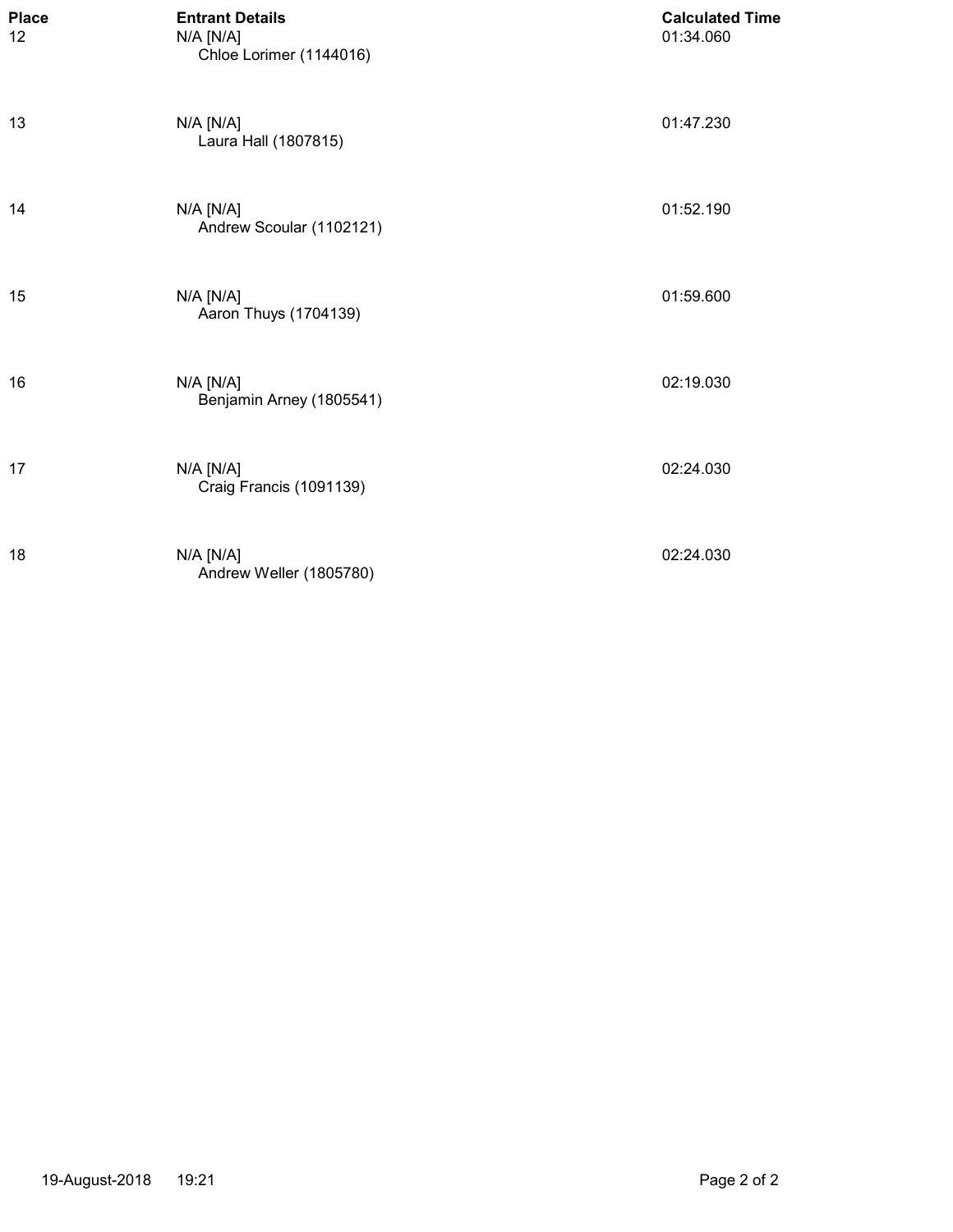| Place | Entrant Details | Calculated Time |
|---|---|---|
| 12 | N/A [N/A]<br>Chloe Lorimer (1144016) | 01:34.060 |
| 13 | N/A [N/A]<br>Laura Hall (1807815) | 01:47.230 |
| 14 | N/A [N/A]<br>Andrew Scoular (1102121) | 01:52.190 |
| 15 | N/A [N/A]<br>Aaron Thuys (1704139) | 01:59.600 |
| 16 | N/A [N/A]<br>Benjamin Arney (1805541) | 02:19.030 |
| 17 | N/A [N/A]<br>Craig Francis (1091139) | 02:24.030 |
| 18 | N/A [N/A]<br>Andrew Weller (1805780) | 02:24.030 |

19-August-2018 19:21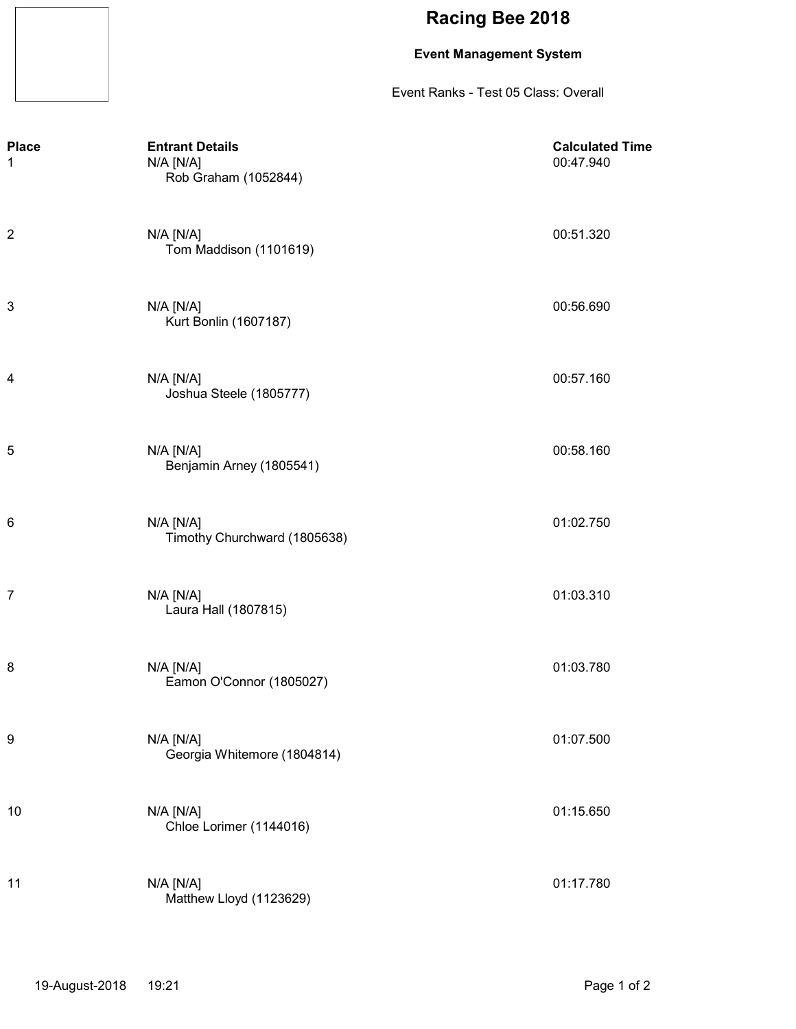# Racing Bee 2018

**Event Management System**

Event Ranks - Test 05 Class: Overall

| Place | Entrant Details | Calculated Time |
|---|---|---|
| 1 | N/A [N/A]<br>Rob Graham (1052844) | 00:47.940 |
| 2 | N/A [N/A]<br>Tom Maddison (1101619) | 00:51.320 |
| 3 | N/A [N/A]<br>Kurt Bonlin (1607187) | 00:56.690 |
| 4 | N/A [N/A]<br>Joshua Steele (1805777) | 00:57.160 |
| 5 | N/A [N/A]<br>Benjamin Arney (1805541) | 00:58.160 |
| 6 | N/A [N/A]<br>Timothy Churchward (1805638) | 01:02.750 |
| 7 | N/A [N/A]<br>Laura Hall (1807815) | 01:03.310 |
| 8 | N/A [N/A]<br>Eamon O'Connor (1805027) | 01:03.780 |
| 9 | N/A [N/A]<br>Georgia Whitemore (1804814) | 01:07.500 |
| 10 | N/A [N/A]<br>Chloe Lorimer (1144016) | 01:15.650 |
| 11 | N/A [N/A]<br>Matthew Lloyd (1123629) | 01:17.780 |

19-August-2018 19:21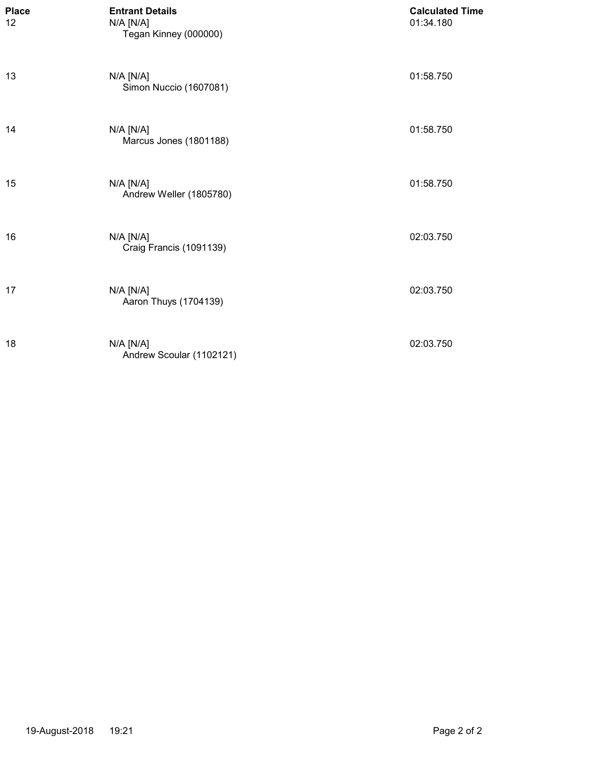| Place | Entrant Details | Calculated Time |
| --- | --- | --- |
| 12 | N/A [N/A]<br>Tegan Kinney (000000) | 01:34.180 |
| 13 | N/A [N/A]<br>Simon Nuccio (1607081) | 01:58.750 |
| 14 | N/A [N/A]<br>Marcus Jones (1801188) | 01:58.750 |
| 15 | N/A [N/A]<br>Andrew Weller (1805780) | 01:58.750 |
| 16 | N/A [N/A]<br>Craig Francis (1091139) | 02:03.750 |
| 17 | N/A [N/A]<br>Aaron Thuys (1704139) | 02:03.750 |
| 18 | N/A [N/A]<br>Andrew Scoular (1102121) | 02:03.750 |

19-August-2018 19:21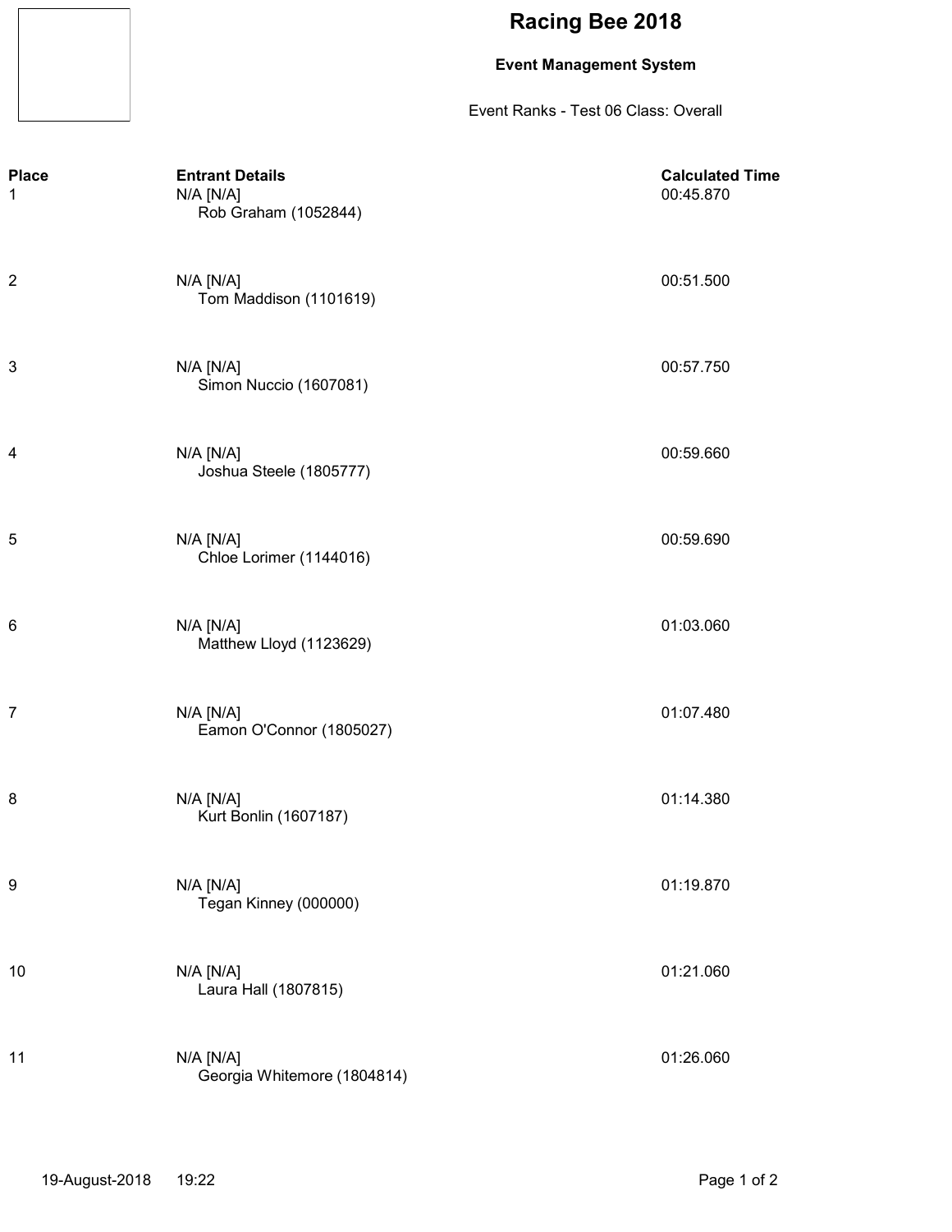# Racing Bee 2018

**Event Management System**

Event Ranks - Test 06 Class: Overall

| Place | Entrant Details | Calculated Time |
|---|---|---|
| 1 | N/A [N/A]<br>Rob Graham (1052844) | 00:45.870 |
| 2 | N/A [N/A]<br>Tom Maddison (1101619) | 00:51.500 |
| 3 | N/A [N/A]<br>Simon Nuccio (1607081) | 00:57.750 |
| 4 | N/A [N/A]<br>Joshua Steele (1805777) | 00:59.660 |
| 5 | N/A [N/A]<br>Chloe Lorimer (1144016) | 00:59.690 |
| 6 | N/A [N/A]<br>Matthew Lloyd (1123629) | 01:03.060 |
| 7 | N/A [N/A]<br>Eamon O'Connor (1805027) | 01:07.480 |
| 8 | N/A [N/A]<br>Kurt Bonlin (1607187) | 01:14.380 |
| 9 | N/A [N/A]<br>Tegan Kinney (000000) | 01:19.870 |
| 10 | N/A [N/A]<br>Laura Hall (1807815) | 01:21.060 |
| 11 | N/A [N/A]<br>Georgia Whitemore (1804814) | 01:26.060 |

19-August-2018 19:22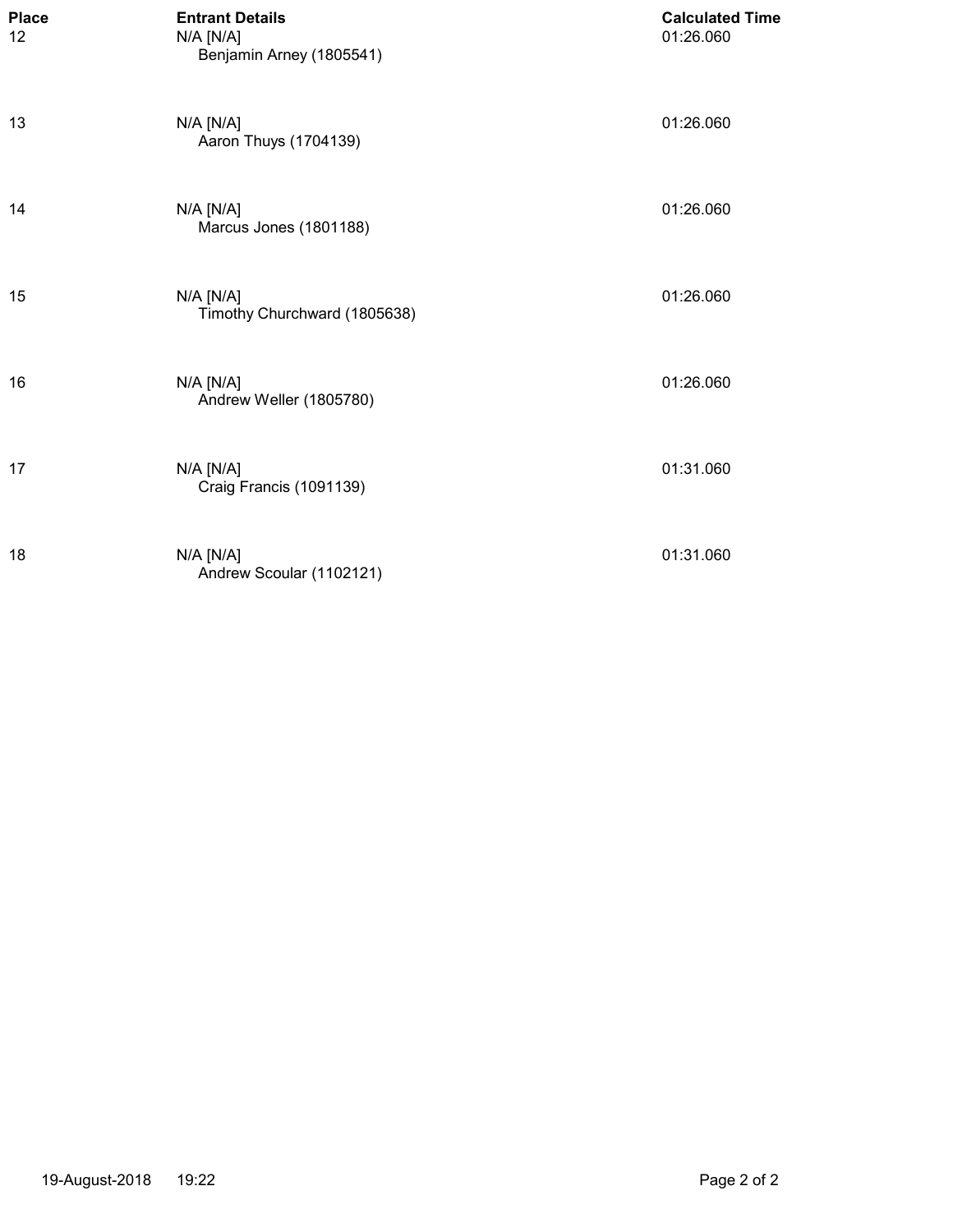| Place | Entrant Details | Calculated Time |
| --- | --- | --- |
| 12 | N/A [N/A]<br>Benjamin Arney (1805541) | 01:26.060 |
| 13 | N/A [N/A]<br>Aaron Thuys (1704139) | 01:26.060 |
| 14 | N/A [N/A]<br>Marcus Jones (1801188) | 01:26.060 |
| 15 | N/A [N/A]<br>Timothy Churchward (1805638) | 01:26.060 |
| 16 | N/A [N/A]<br>Andrew Weller (1805780) | 01:26.060 |
| 17 | N/A [N/A]<br>Craig Francis (1091139) | 01:31.060 |
| 18 | N/A [N/A]<br>Andrew Scoular (1102121) | 01:31.060 |

19-August-2018 19:22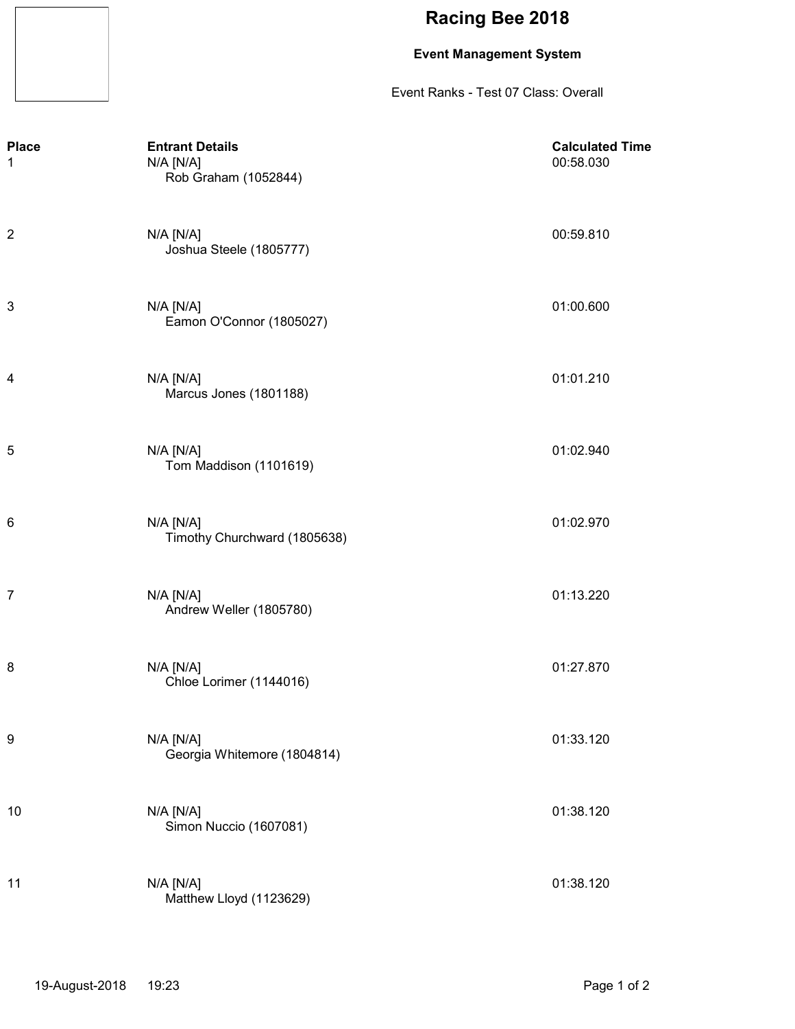# Racing Bee 2018

**Event Management System**

Event Ranks - Test 07 Class: Overall

| Place | Entrant Details | Calculated Time |
|---|---|---|
| 1 | N/A [N/A] Rob Graham (1052844) | 00:58.030 |
| 2 | N/A [N/A] Joshua Steele (1805777) | 00:59.810 |
| 3 | N/A [N/A] Eamon O'Connor (1805027) | 01:00.600 |
| 4 | N/A [N/A] Marcus Jones (1801188) | 01:01.210 |
| 5 | N/A [N/A] Tom Maddison (1101619) | 01:02.940 |
| 6 | N/A [N/A] Timothy Churchward (1805638) | 01:02.970 |
| 7 | N/A [N/A] Andrew Weller (1805780) | 01:13.220 |
| 8 | N/A [N/A] Chloe Lorimer (1144016) | 01:27.870 |
| 9 | N/A [N/A] Georgia Whitemore (1804814) | 01:33.120 |
| 10 | N/A [N/A] Simon Nuccio (1607081) | 01:38.120 |
| 11 | N/A [N/A] Matthew Lloyd (1123629) | 01:38.120 |

19-August-2018 19:23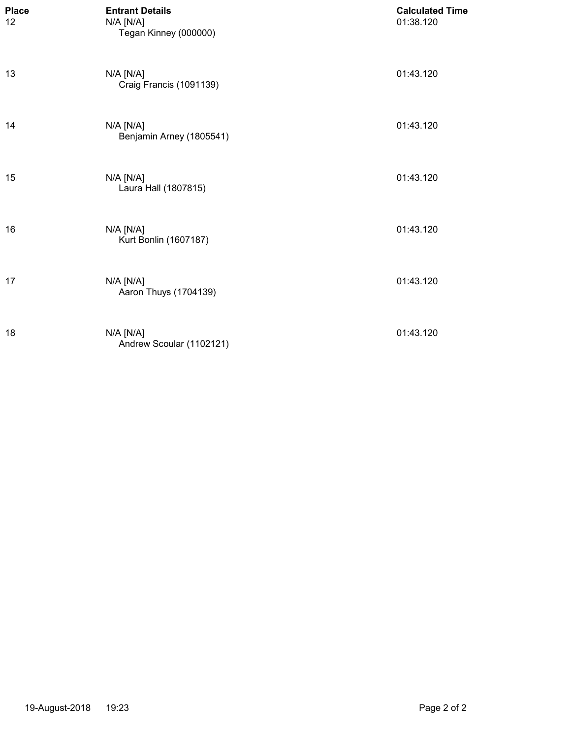| Place | Entrant Details | Calculated Time |
| --- | --- | --- |
| 12 | N/A [N/A]<br>Tegan Kinney (000000) | 01:38.120 |
| 13 | N/A [N/A]<br>Craig Francis (1091139) | 01:43.120 |
| 14 | N/A [N/A]<br>Benjamin Arney (1805541) | 01:43.120 |
| 15 | N/A [N/A]<br>Laura Hall (1807815) | 01:43.120 |
| 16 | N/A [N/A]<br>Kurt Bonlin (1607187) | 01:43.120 |
| 17 | N/A [N/A]<br>Aaron Thuys (1704139) | 01:43.120 |
| 18 | N/A [N/A]<br>Andrew Scoular (1102121) | 01:43.120 |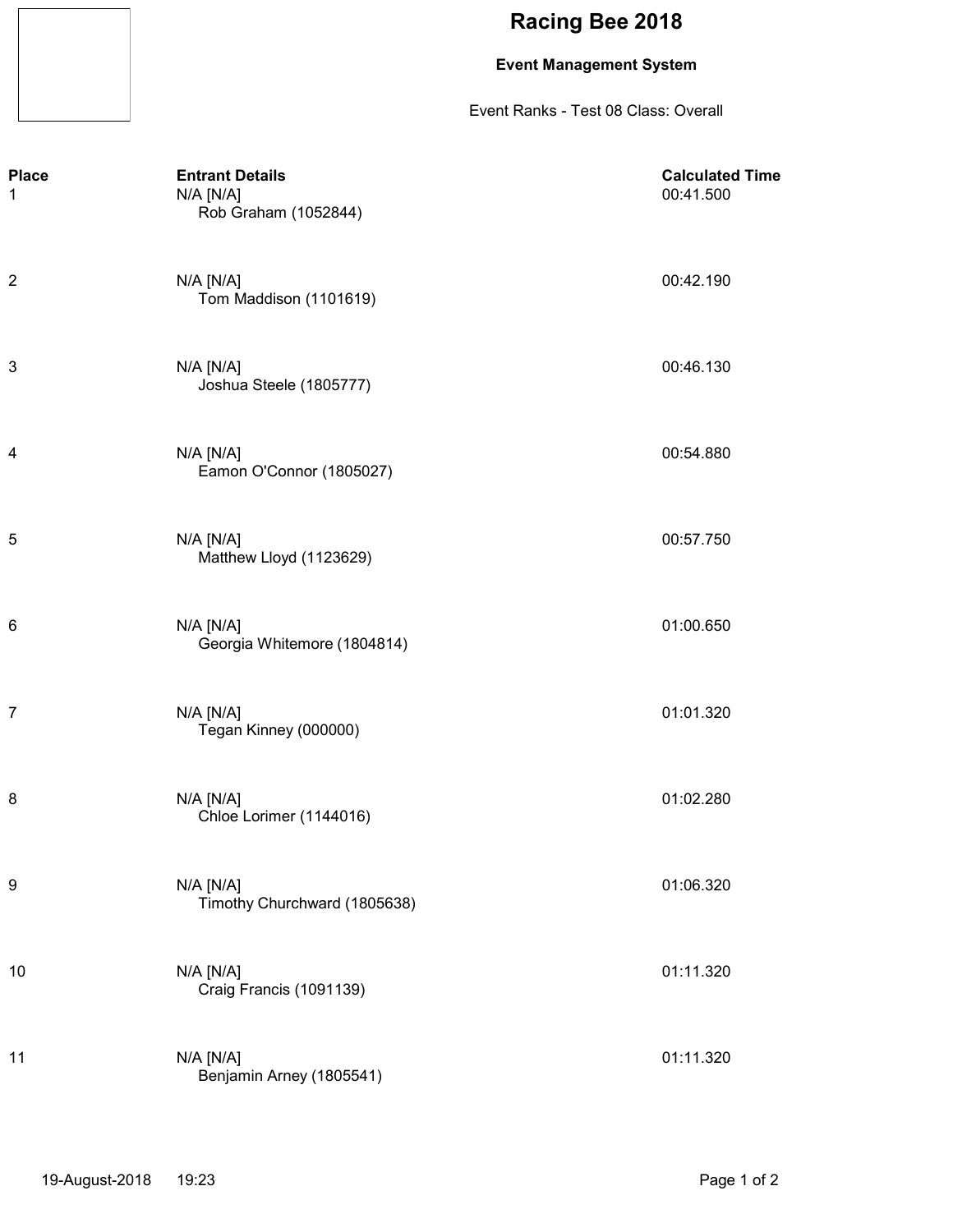# Racing Bee 2018

**Event Management System**

Event Ranks - Test 08 Class: Overall

| Place | Entrant Details | Calculated Time |
|---|---|---|
| 1 | N/A [N/A] Rob Graham (1052844) | 00:41.500 |
| 2 | N/A [N/A] Tom Maddison (1101619) | 00:42.190 |
| 3 | N/A [N/A] Joshua Steele (1805777) | 00:46.130 |
| 4 | N/A [N/A] Eamon O'Connor (1805027) | 00:54.880 |
| 5 | N/A [N/A] Matthew Lloyd (1123629) | 00:57.750 |
| 6 | N/A [N/A] Georgia Whitemore (1804814) | 01:00.650 |
| 7 | N/A [N/A] Tegan Kinney (000000) | 01:01.320 |
| 8 | N/A [N/A] Chloe Lorimer (1144016) | 01:02.280 |
| 9 | N/A [N/A] Timothy Churchward (1805638) | 01:06.320 |
| 10 | N/A [N/A] Craig Francis (1091139) | 01:11.320 |
| 11 | N/A [N/A] Benjamin Arney (1805541) | 01:11.320 |

19-August-2018 19:23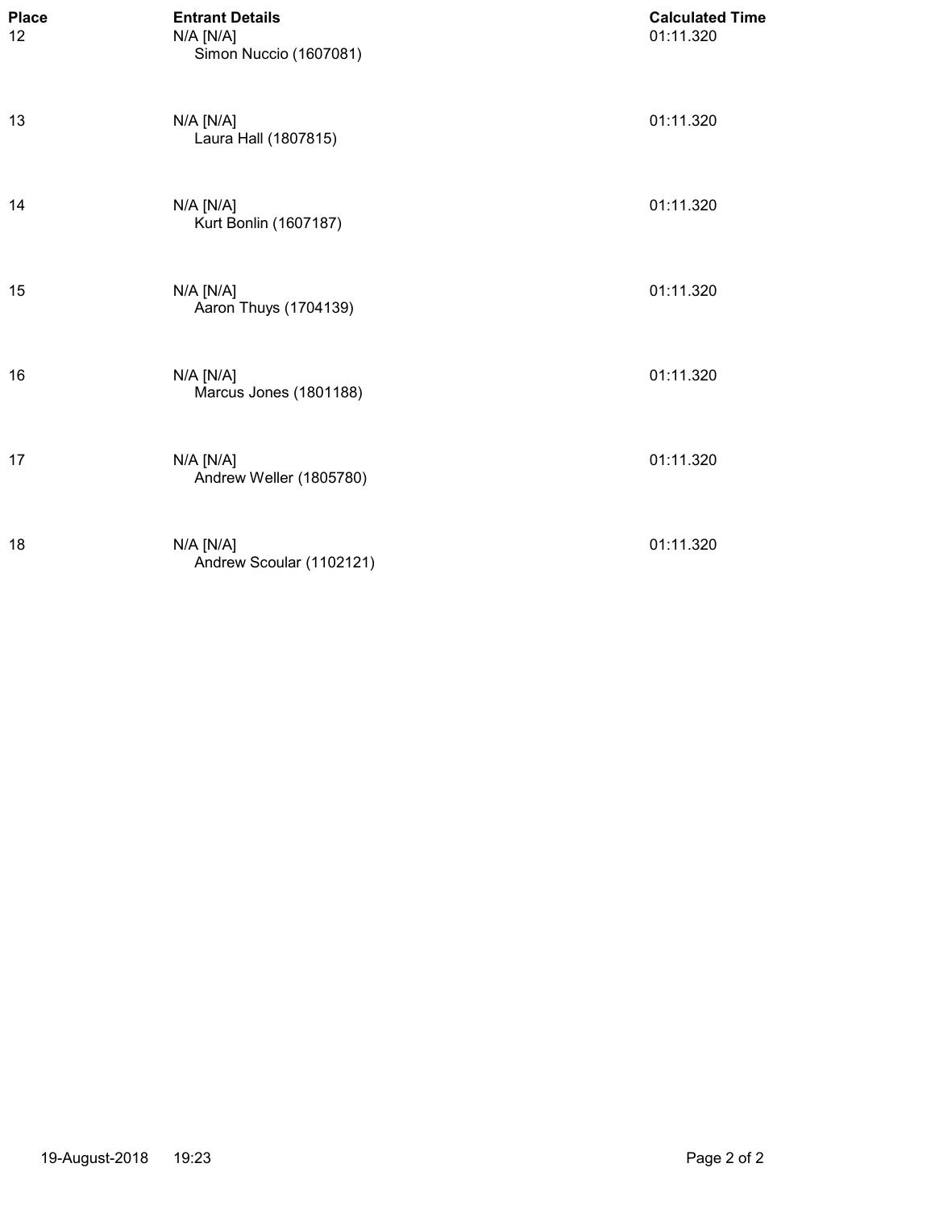| Place | Entrant Details | Calculated Time |
| --- | --- | --- |
| 12 | N/A [N/A]<br>Simon Nuccio (1607081) | 01:11.320 |
| 13 | N/A [N/A]<br>Laura Hall (1807815) | 01:11.320 |
| 14 | N/A [N/A]<br>Kurt Bonlin (1607187) | 01:11.320 |
| 15 | N/A [N/A]<br>Aaron Thuys (1704139) | 01:11.320 |
| 16 | N/A [N/A]<br>Marcus Jones (1801188) | 01:11.320 |
| 17 | N/A [N/A]<br>Andrew Weller (1805780) | 01:11.320 |
| 18 | N/A [N/A]<br>Andrew Scoular (1102121) | 01:11.320 |

19-August-2018 19:23